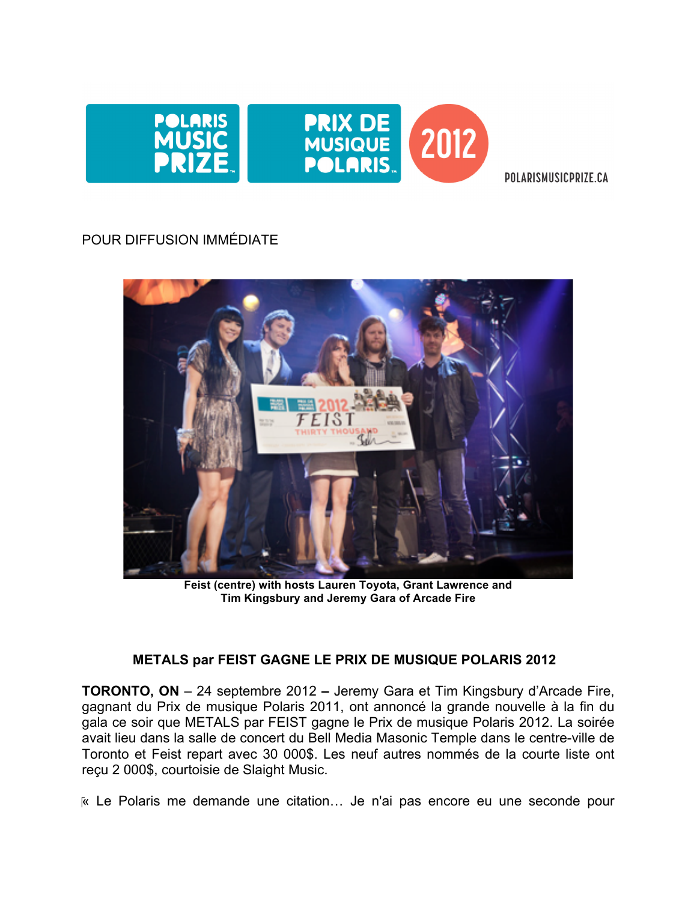POLARISMUSICPRIZE.CA

POUR DIFFUSION IMMÉDIATE

Feist (centre) with hosts Lauren Toyota, Grant Lawrence and Tim Kingsbury and Jeremy Gara of Arcade Fire

## METALS par FEIST GAGNE LE PRIX DE MUSIQUE POLARIS 2012

**TORONTO, ON** – 24 septembre 2012 **–** Jeremy Gara et Tim Kingsbury d'Arcade Fire, gagnant du Prix de musique Polaris 2011, ont annoncé la grande nouvelle à la fin du gala ce soir que METALS par FEIST gagne le Prix de musique Polaris 2012. La soirée avait lieu dans la salle de concert du Bell Media Masonic Temple dans le centre-ville de Toronto et Feist repart avec 30 000$. Les neuf autres nommés de la courte liste ont reçu 2 000$, courtoisie de Slaight Music.

« Le Polaris me demande une citation… Je n'ai pas encore eu une seconde pour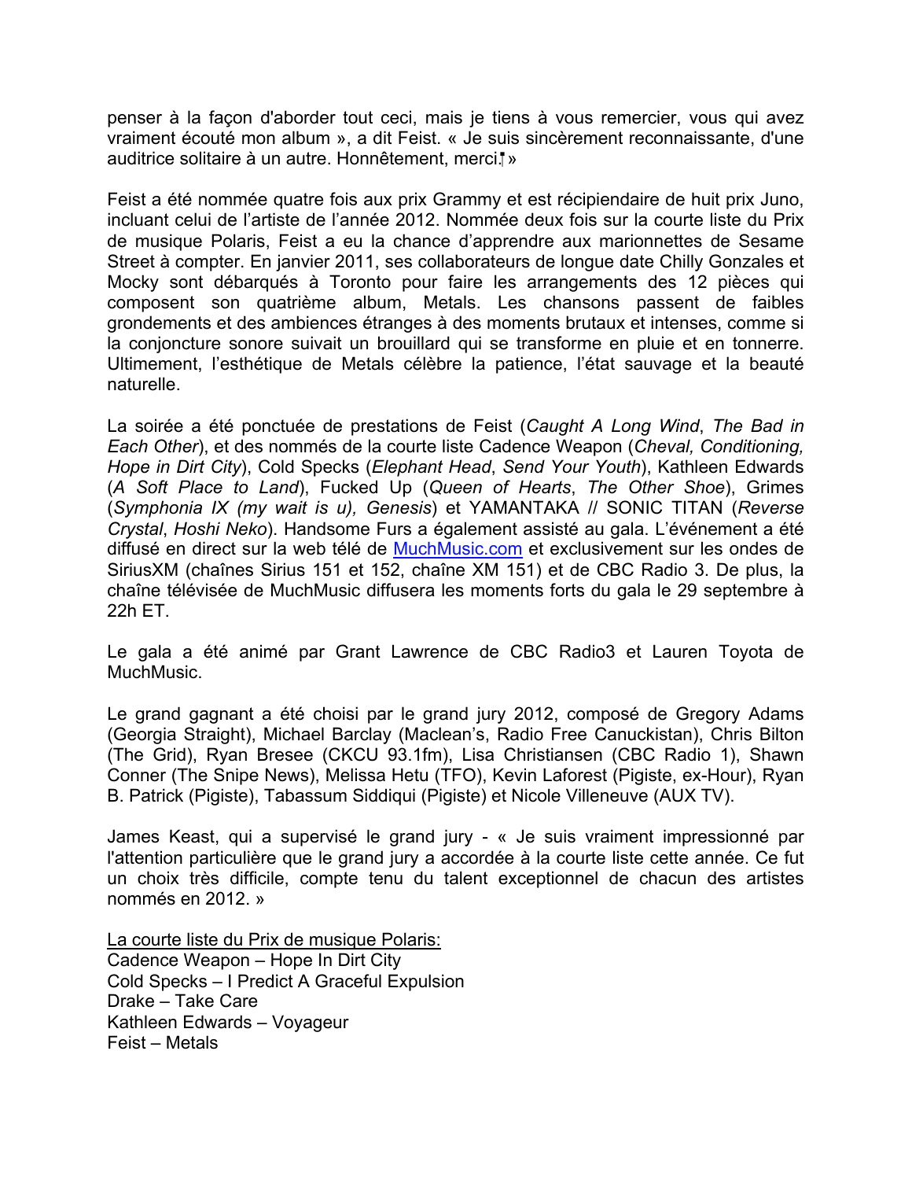penser à la façon d'aborder tout ceci, mais je tiens à vous remercier, vous qui avez vraiment écouté mon album », a dit Feist. « Je suis sincèrement reconnaissante, d'une auditrice solitaire à un autre. Honnêtement, merci! »

Feist a été nommée quatre fois aux prix Grammy et est récipiendaire de huit prix Juno, incluant celui de l'artiste de l'année 2012. Nommée deux fois sur la courte liste du Prix de musique Polaris, Feist a eu la chance d'apprendre aux marionnettes de Sesame Street à compter. En janvier 2011, ses collaborateurs de longue date Chilly Gonzales et Mocky sont débarqués à Toronto pour faire les arrangements des 12 pièces qui composent son quatrième album, Metals. Les chansons passent de faibles grondements et des ambiences étranges à des moments brutaux et intenses, comme si la conjoncture sonore suivait un brouillard qui se transforme en pluie et en tonnerre. Ultimement, l'esthétique de Metals célèbre la patience, l'état sauvage et la beauté naturelle.

La soirée a été ponctuée de prestations de Feist (*Caught A Long Wind*, *The Bad in Each Other*), et des nommés de la courte liste Cadence Weapon (*Cheval, Conditioning, Hope in Dirt City*), Cold Specks (*Elephant Head*, *Send Your Youth*), Kathleen Edwards (*A Soft Place to Land*), Fucked Up (*Queen of Hearts*, *The Other Shoe*), Grimes (*Symphonia IX (my wait is u), Genesis*) et YAMANTAKA // SONIC TITAN (*Reverse Crystal*, *Hoshi Neko*). Handsome Furs a également assisté au gala. L'événement a été diffusé en direct sur la web télé de MuchMusic.com et exclusivement sur les ondes de SiriusXM (chaînes Sirius 151 et 152, chaîne XM 151) et de CBC Radio 3. De plus, la chaîne télévisée de MuchMusic diffusera les moments forts du gala le 29 septembre à 22h ET.

Le gala a été animé par Grant Lawrence de CBC Radio3 et Lauren Toyota de MuchMusic.

Le grand gagnant a été choisi par le grand jury 2012, composé de Gregory Adams (Georgia Straight), Michael Barclay (Maclean's, Radio Free Canuckistan), Chris Bilton (The Grid), Ryan Bresee (CKCU 93.1fm), Lisa Christiansen (CBC Radio 1), Shawn Conner (The Snipe News), Melissa Hetu (TFO), Kevin Laforest (Pigiste, ex-Hour), Ryan B. Patrick (Pigiste), Tabassum Siddiqui (Pigiste) et Nicole Villeneuve (AUX TV).

James Keast, qui a supervisé le grand jury - « Je suis vraiment impressionné par l'attention particulière que le grand jury a accordée à la courte liste cette année. Ce fut un choix très difficile, compte tenu du talent exceptionnel de chacun des artistes nommés en 2012. »

La courte liste du Prix de musique Polaris:
Cadence Weapon – Hope In Dirt City
Cold Specks – I Predict A Graceful Expulsion
Drake – Take Care
Kathleen Edwards – Voyageur
Feist – Metals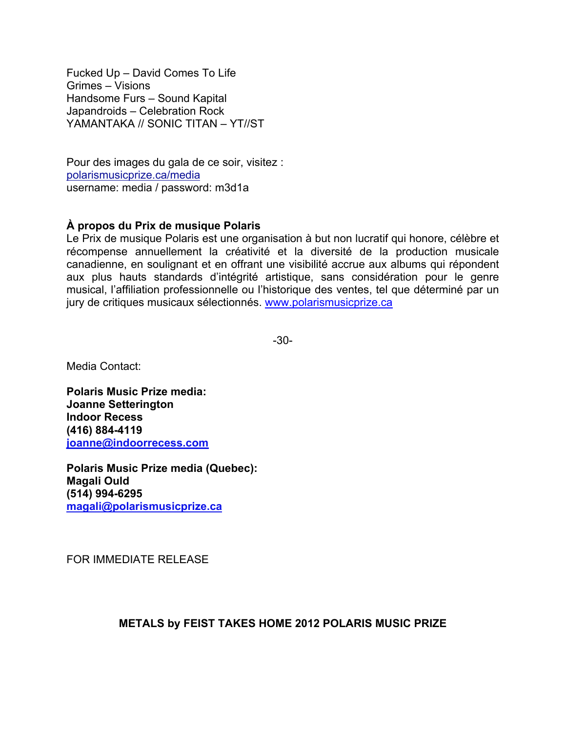Fucked Up – David Comes To Life
Grimes – Visions
Handsome Furs – Sound Kapital
Japandroids – Celebration Rock
YAMANTAKA // SONIC TITAN – YT//ST

Pour des images du gala de ce soir, visitez :
[polarismusicprize.ca/media](polarismusicprize.ca/media)
username: media / password: m3d1a

**À propos du Prix de musique Polaris**
Le Prix de musique Polaris est une organisation à but non lucratif qui honore, célèbre et récompense annuellement la créativité et la diversité de la production musicale canadienne, en soulignant et en offrant une visibilité accrue aux albums qui répondent aux plus hauts standards d'intégrité artistique, sans considération pour le genre musical, l'affiliation professionnelle ou l'historique des ventes, tel que déterminé par un jury de critiques musicaux sélectionnés. [www.polarismusicprize.ca](www.polarismusicprize.ca)

-30-

Media Contact:

**Polaris Music Prize media:**
**Joanne Setterington**
**Indoor Recess**
**(416) 884-4119**
**[joanne@indoorrecess.com](mailto:joanne@indoorrecess.com)**

**Polaris Music Prize media (Quebec):**
**Magali Ould**
**(514) 994-6295**
**[magali@polarismusicprize.ca](mailto:magali@polarismusicprize.ca)**

FOR IMMEDIATE RELEASE

**METALS by FEIST TAKES HOME 2012 POLARIS MUSIC PRIZE**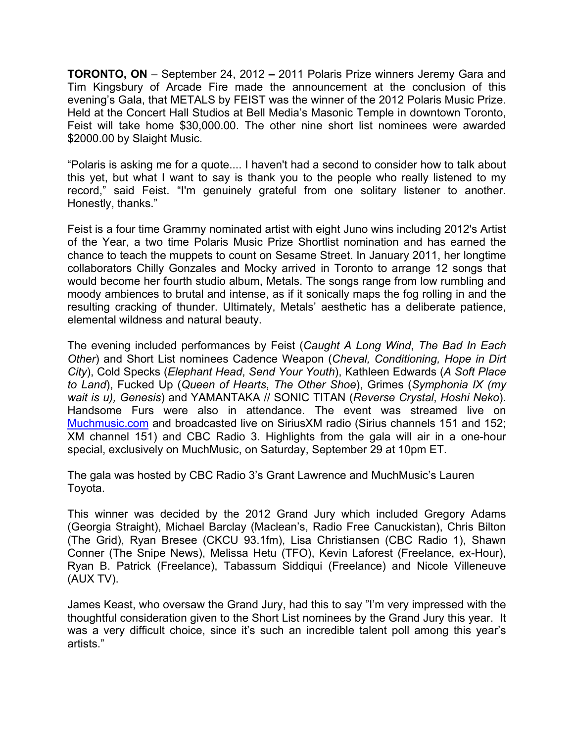**TORONTO, ON** – September 24, 2012 **–** 2011 Polaris Prize winners Jeremy Gara and Tim Kingsbury of Arcade Fire made the announcement at the conclusion of this evening's Gala, that METALS by FEIST was the winner of the 2012 Polaris Music Prize. Held at the Concert Hall Studios at Bell Media's Masonic Temple in downtown Toronto, Feist will take home $30,000.00. The other nine short list nominees were awarded $2000.00 by Slaight Music.

"Polaris is asking me for a quote.... I haven't had a second to consider how to talk about this yet, but what I want to say is thank you to the people who really listened to my record," said Feist. "I'm genuinely grateful from one solitary listener to another. Honestly, thanks."

Feist is a four time Grammy nominated artist with eight Juno wins including 2012's Artist of the Year, a two time Polaris Music Prize Shortlist nomination and has earned the chance to teach the muppets to count on Sesame Street. In January 2011, her longtime collaborators Chilly Gonzales and Mocky arrived in Toronto to arrange 12 songs that would become her fourth studio album, Metals. The songs range from low rumbling and moody ambiences to brutal and intense, as if it sonically maps the fog rolling in and the resulting cracking of thunder. Ultimately, Metals' aesthetic has a deliberate patience, elemental wildness and natural beauty.

The evening included performances by Feist (*Caught A Long Wind*, *The Bad In Each Other*) and Short List nominees Cadence Weapon (*Cheval, Conditioning, Hope in Dirt City*), Cold Specks (*Elephant Head*, *Send Your Youth*), Kathleen Edwards (*A Soft Place to Land*), Fucked Up (*Queen of Hearts*, *The Other Shoe*), Grimes (*Symphonia IX (my wait is u), Genesis*) and YAMANTAKA // SONIC TITAN (*Reverse Crystal*, *Hoshi Neko*). Handsome Furs were also in attendance. The event was streamed live on Muchmusic.com and broadcasted live on SiriusXM radio (Sirius channels 151 and 152; XM channel 151) and CBC Radio 3. Highlights from the gala will air in a one-hour special, exclusively on MuchMusic, on Saturday, September 29 at 10pm ET.

The gala was hosted by CBC Radio 3's Grant Lawrence and MuchMusic's Lauren Toyota.

This winner was decided by the 2012 Grand Jury which included Gregory Adams (Georgia Straight), Michael Barclay (Maclean's, Radio Free Canuckistan), Chris Bilton (The Grid), Ryan Bresee (CKCU 93.1fm), Lisa Christiansen (CBC Radio 1), Shawn Conner (The Snipe News), Melissa Hetu (TFO), Kevin Laforest (Freelance, ex-Hour), Ryan B. Patrick (Freelance), Tabassum Siddiqui (Freelance) and Nicole Villeneuve (AUX TV).

James Keast, who oversaw the Grand Jury, had this to say "I'm very impressed with the thoughtful consideration given to the Short List nominees by the Grand Jury this year. It was a very difficult choice, since it's such an incredible talent poll among this year's artists."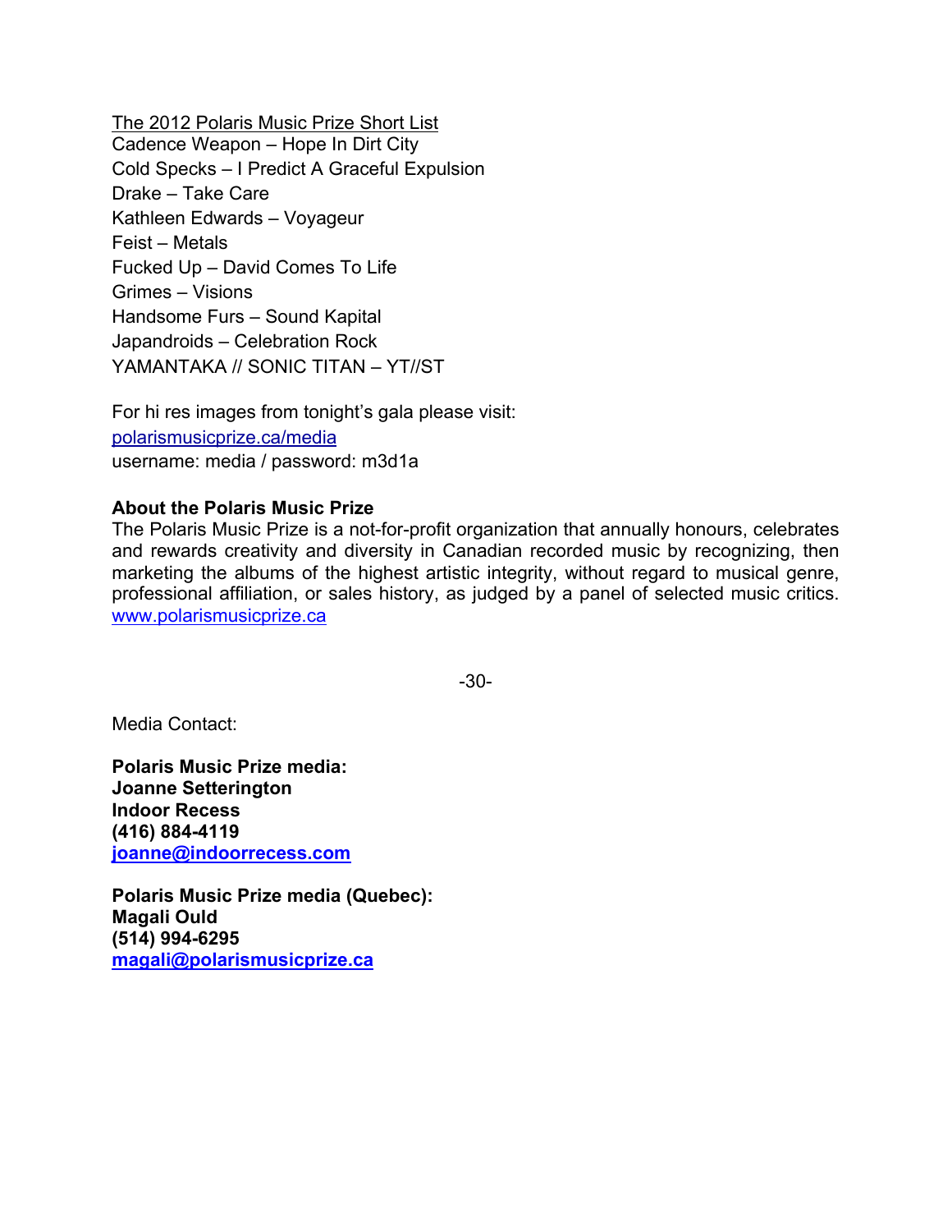The 2012 Polaris Music Prize Short List

Cadence Weapon – Hope In Dirt City
Cold Specks – I Predict A Graceful Expulsion
Drake – Take Care
Kathleen Edwards – Voyageur
Feist – Metals
Fucked Up – David Comes To Life
Grimes – Visions
Handsome Furs – Sound Kapital
Japandroids – Celebration Rock
YAMANTAKA // SONIC TITAN – YT//ST

For hi res images from tonight's gala please visit:
polarismusicprize.ca/media
username: media / password: m3d1a

**About the Polaris Music Prize**
The Polaris Music Prize is a not-for-profit organization that annually honours, celebrates and rewards creativity and diversity in Canadian recorded music by recognizing, then marketing the albums of the highest artistic integrity, without regard to musical genre, professional affiliation, or sales history, as judged by a panel of selected music critics. www.polarismusicprize.ca

-30-

Media Contact:

**Polaris Music Prize media:**
**Joanne Setterington**
**Indoor Recess**
**(416) 884-4119**
**joanne@indoorrecess.com**

**Polaris Music Prize media (Quebec):**
**Magali Ould**
**(514) 994-6295**
**magali@polarismusicprize.ca**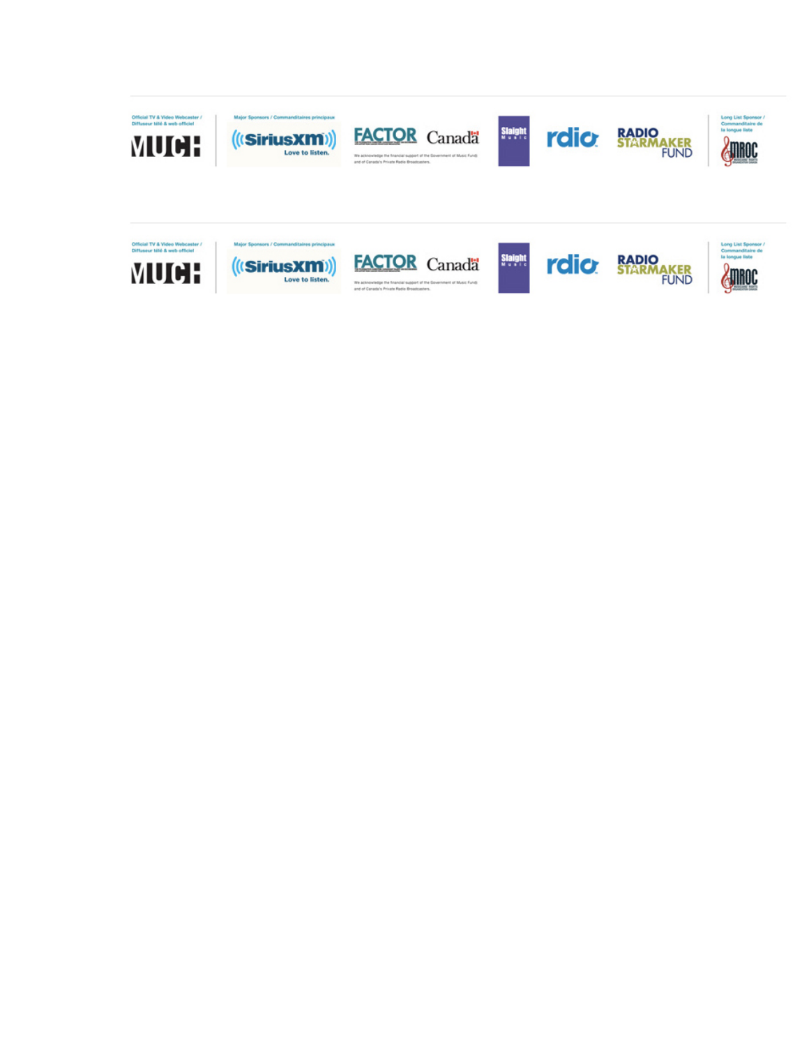Official TV & Video Webcaster /
Diffuseur télé & web officiel

MUCH

Major Sponsors / Commanditaires principaux

SiriusXM Love to listen.

FACTOR Canada

We acknowledge the financial support of the Government of Music Fund) and of Canada's Private Radio Broadcasters.

Slaight Music

rdio

RADIO STARMAKER FUND

Long List Sponsor /
Commanditaire de la longue liste

MROC

Official TV & Video Webcaster /
Diffuseur télé & web officiel

MUCH

Major Sponsors / Commanditaires principaux

SiriusXM Love to listen.

FACTOR Canada

We acknowledge the financial support of the Government of Music Fund) and of Canada's Private Radio Broadcasters.

Slaight Music

rdio

RADIO STARMAKER FUND

Long List Sponsor /
Commanditaire de la longue liste

MROC